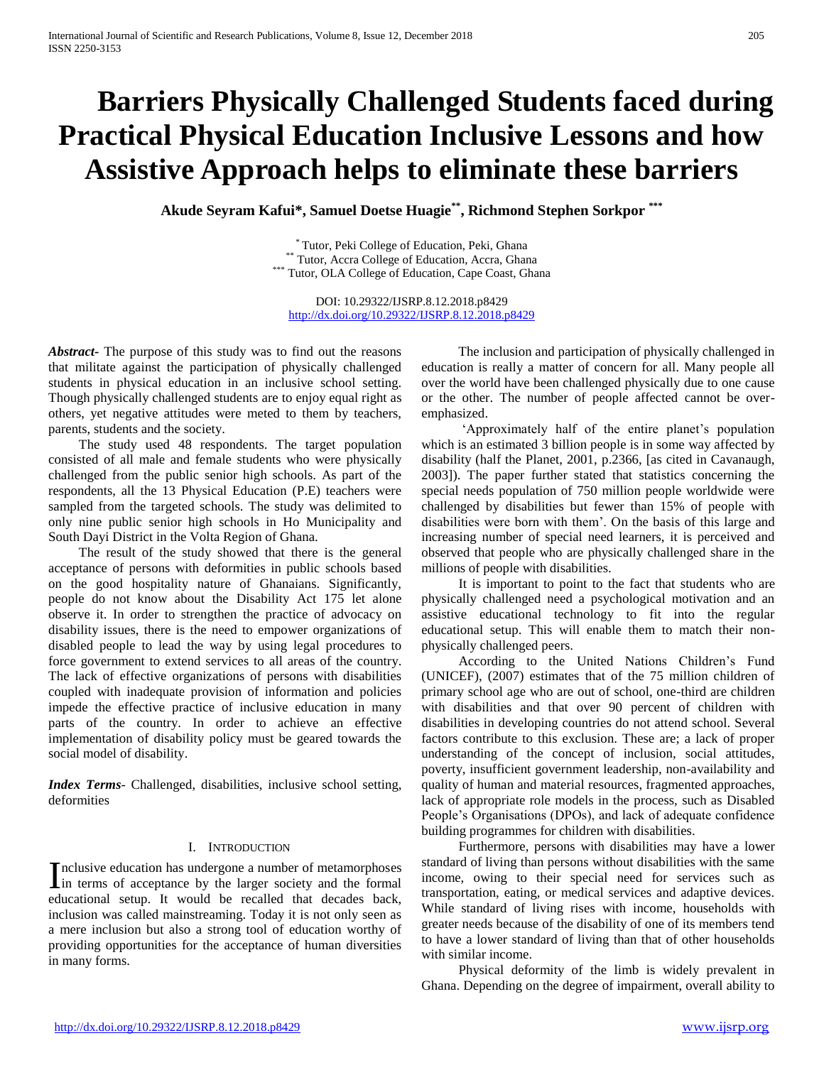# Barriers Physically Challenged Students faced during Practical Physical Education Inclusive Lessons and how Assistive Approach helps to eliminate these barriers

**Akude Seyram Kafui*, Samuel Doetse Huagie**, Richmond Stephen Sorkpor *****

\* Tutor, Peki College of Education, Peki, Ghana
\** Tutor, Accra College of Education, Accra, Ghana
\*** Tutor, OLA College of Education, Cape Coast, Ghana

DOI: 10.29322/IJSRP.8.12.2018.p8429
http://dx.doi.org/10.29322/IJSRP.8.12.2018.p8429

***Abstract***- The purpose of this study was to find out the reasons that militate against the participation of physically challenged students in physical education in an inclusive school setting. Though physically challenged students are to enjoy equal right as others, yet negative attitudes were meted to them by teachers, parents, students and the society.

The study used 48 respondents. The target population consisted of all male and female students who were physically challenged from the public senior high schools. As part of the respondents, all the 13 Physical Education (P.E) teachers were sampled from the targeted schools. The study was delimited to only nine public senior high schools in Ho Municipality and South Dayi District in the Volta Region of Ghana.

The result of the study showed that there is the general acceptance of persons with deformities in public schools based on the good hospitality nature of Ghanaians. Significantly, people do not know about the Disability Act 175 let alone observe it. In order to strengthen the practice of advocacy on disability issues, there is the need to empower organizations of disabled people to lead the way by using legal procedures to force government to extend services to all areas of the country. The lack of effective organizations of persons with disabilities coupled with inadequate provision of information and policies impede the effective practice of inclusive education in many parts of the country. In order to achieve an effective implementation of disability policy must be geared towards the social model of disability.

***Index Terms***- Challenged, disabilities, inclusive school setting, deformities

## I. Introduction

Inclusive education has undergone a number of metamorphoses in terms of acceptance by the larger society and the formal educational setup. It would be recalled that decades back, inclusion was called mainstreaming. Today it is not only seen as a mere inclusion but also a strong tool of education worthy of providing opportunities for the acceptance of human diversities in many forms.

The inclusion and participation of physically challenged in education is really a matter of concern for all. Many people all over the world have been challenged physically due to one cause or the other. The number of people affected cannot be over-emphasized.

'Approximately half of the entire planet's population which is an estimated 3 billion people is in some way affected by disability (half the Planet, 2001, p.2366, [as cited in Cavanaugh, 2003]). The paper further stated that statistics concerning the special needs population of 750 million people worldwide were challenged by disabilities but fewer than 15% of people with disabilities were born with them'. On the basis of this large and increasing number of special need learners, it is perceived and observed that people who are physically challenged share in the millions of people with disabilities.

It is important to point to the fact that students who are physically challenged need a psychological motivation and an assistive educational technology to fit into the regular educational setup. This will enable them to match their non-physically challenged peers.

According to the United Nations Children's Fund (UNICEF), (2007) estimates that of the 75 million children of primary school age who are out of school, one-third are children with disabilities and that over 90 percent of children with disabilities in developing countries do not attend school. Several factors contribute to this exclusion. These are; a lack of proper understanding of the concept of inclusion, social attitudes, poverty, insufficient government leadership, non-availability and quality of human and material resources, fragmented approaches, lack of appropriate role models in the process, such as Disabled People's Organisations (DPOs), and lack of adequate confidence building programmes for children with disabilities.

Furthermore, persons with disabilities may have a lower standard of living than persons without disabilities with the same income, owing to their special need for services such as transportation, eating, or medical services and adaptive devices. While standard of living rises with income, households with greater needs because of the disability of one of its members tend to have a lower standard of living than that of other households with similar income.

Physical deformity of the limb is widely prevalent in Ghana. Depending on the degree of impairment, overall ability to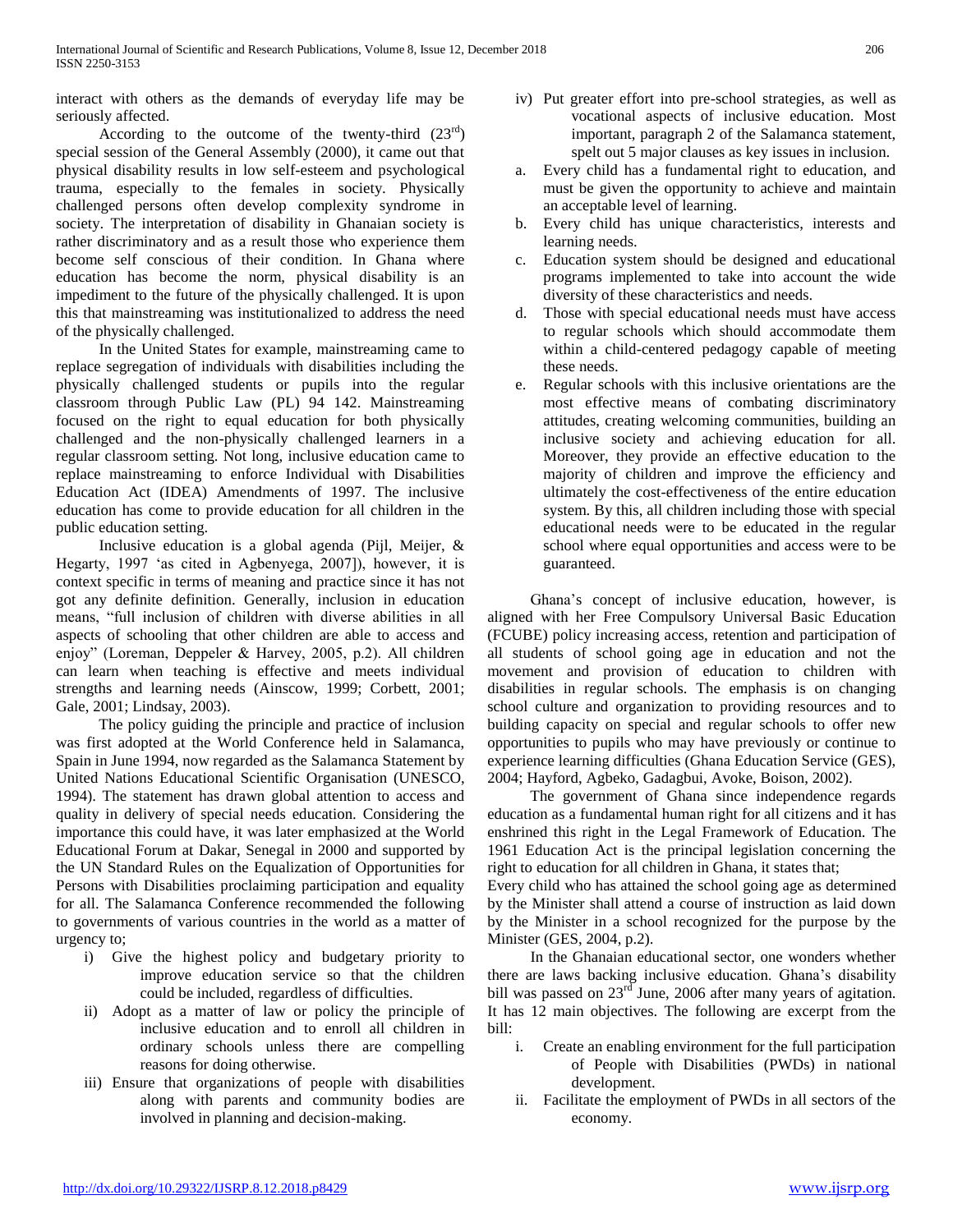interact with others as the demands of everyday life may be seriously affected.

According to the outcome of the twenty-third (23rd) special session of the General Assembly (2000), it came out that physical disability results in low self-esteem and psychological trauma, especially to the females in society. Physically challenged persons often develop complexity syndrome in society. The interpretation of disability in Ghanaian society is rather discriminatory and as a result those who experience them become self conscious of their condition. In Ghana where education has become the norm, physical disability is an impediment to the future of the physically challenged. It is upon this that mainstreaming was institutionalized to address the need of the physically challenged.

In the United States for example, mainstreaming came to replace segregation of individuals with disabilities including the physically challenged students or pupils into the regular classroom through Public Law (PL) 94 142. Mainstreaming focused on the right to equal education for both physically challenged and the non-physically challenged learners in a regular classroom setting. Not long, inclusive education came to replace mainstreaming to enforce Individual with Disabilities Education Act (IDEA) Amendments of 1997. The inclusive education has come to provide education for all children in the public education setting.

Inclusive education is a global agenda (Pijl, Meijer, & Hegarty, 1997 'as cited in Agbenyega, 2007]), however, it is context specific in terms of meaning and practice since it has not got any definite definition. Generally, inclusion in education means, "full inclusion of children with diverse abilities in all aspects of schooling that other children are able to access and enjoy" (Loreman, Deppeler & Harvey, 2005, p.2). All children can learn when teaching is effective and meets individual strengths and learning needs (Ainscow, 1999; Corbett, 2001; Gale, 2001; Lindsay, 2003).

The policy guiding the principle and practice of inclusion was first adopted at the World Conference held in Salamanca, Spain in June 1994, now regarded as the Salamanca Statement by United Nations Educational Scientific Organisation (UNESCO, 1994). The statement has drawn global attention to access and quality in delivery of special needs education. Considering the importance this could have, it was later emphasized at the World Educational Forum at Dakar, Senegal in 2000 and supported by the UN Standard Rules on the Equalization of Opportunities for Persons with Disabilities proclaiming participation and equality for all. The Salamanca Conference recommended the following to governments of various countries in the world as a matter of urgency to;

i) Give the highest policy and budgetary priority to improve education service so that the children could be included, regardless of difficulties.
ii) Adopt as a matter of law or policy the principle of inclusive education and to enroll all children in ordinary schools unless there are compelling reasons for doing otherwise.
iii) Ensure that organizations of people with disabilities along with parents and community bodies are involved in planning and decision-making.
iv) Put greater effort into pre-school strategies, as well as vocational aspects of inclusive education. Most important, paragraph 2 of the Salamanca statement, spelt out 5 major clauses as key issues in inclusion.

a. Every child has a fundamental right to education, and must be given the opportunity to achieve and maintain an acceptable level of learning.
b. Every child has unique characteristics, interests and learning needs.
c. Education system should be designed and educational programs implemented to take into account the wide diversity of these characteristics and needs.
d. Those with special educational needs must have access to regular schools which should accommodate them within a child-centered pedagogy capable of meeting these needs.
e. Regular schools with this inclusive orientations are the most effective means of combating discriminatory attitudes, creating welcoming communities, building an inclusive society and achieving education for all. Moreover, they provide an effective education to the majority of children and improve the efficiency and ultimately the cost-effectiveness of the entire education system. By this, all children including those with special educational needs were to be educated in the regular school where equal opportunities and access were to be guaranteed.

Ghana's concept of inclusive education, however, is aligned with her Free Compulsory Universal Basic Education (FCUBE) policy increasing access, retention and participation of all students of school going age in education and not the movement and provision of education to children with disabilities in regular schools. The emphasis is on changing school culture and organization to providing resources and to building capacity on special and regular schools to offer new opportunities to pupils who may have previously or continue to experience learning difficulties (Ghana Education Service (GES), 2004; Hayford, Agbeko, Gadagbui, Avoke, Boison, 2002).

The government of Ghana since independence regards education as a fundamental human right for all citizens and it has enshrined this right in the Legal Framework of Education. The 1961 Education Act is the principal legislation concerning the right to education for all children in Ghana, it states that;

Every child who has attained the school going age as determined by the Minister shall attend a course of instruction as laid down by the Minister in a school recognized for the purpose by the Minister (GES, 2004, p.2).

In the Ghanaian educational sector, one wonders whether there are laws backing inclusive education. Ghana's disability bill was passed on 23rd June, 2006 after many years of agitation. It has 12 main objectives. The following are excerpt from the bill:

i. Create an enabling environment for the full participation of People with Disabilities (PWDs) in national development.
ii. Facilitate the employment of PWDs in all sectors of the economy.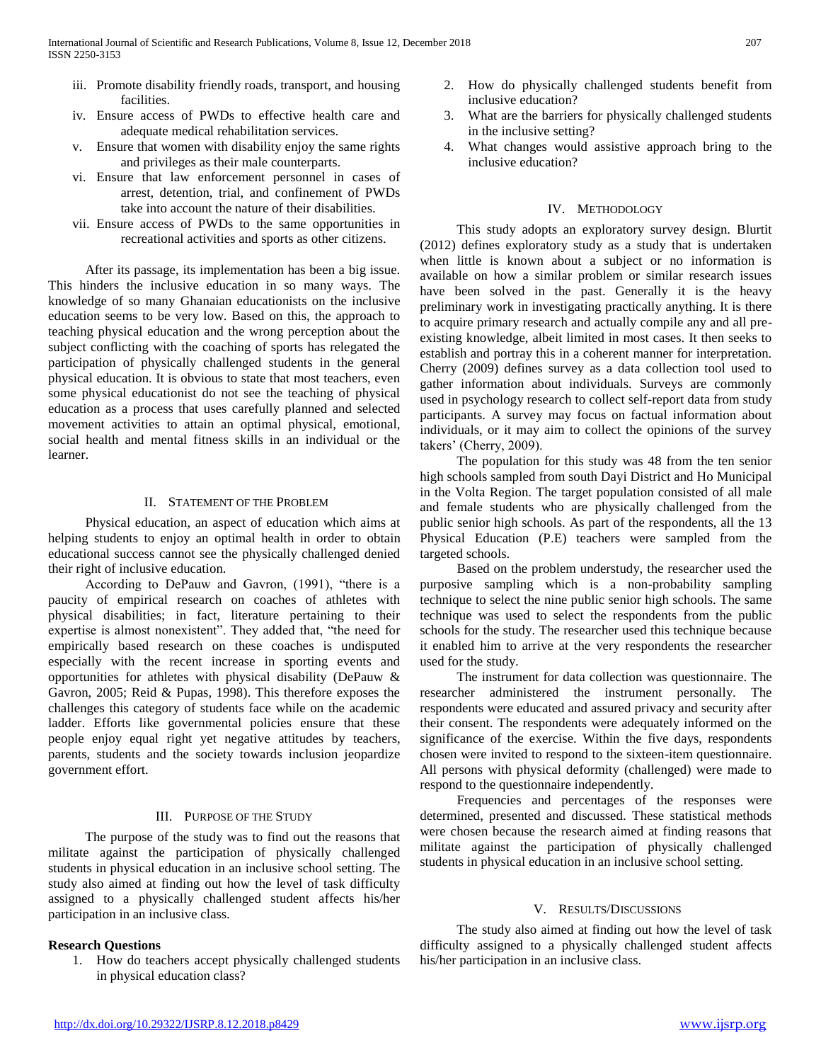iii. Promote disability friendly roads, transport, and housing facilities.
iv. Ensure access of PWDs to effective health care and adequate medical rehabilitation services.
v. Ensure that women with disability enjoy the same rights and privileges as their male counterparts.
vi. Ensure that law enforcement personnel in cases of arrest, detention, trial, and confinement of PWDs take into account the nature of their disabilities.
vii. Ensure access of PWDs to the same opportunities in recreational activities and sports as other citizens.

After its passage, its implementation has been a big issue. This hinders the inclusive education in so many ways. The knowledge of so many Ghanaian educationists on the inclusive education seems to be very low. Based on this, the approach to teaching physical education and the wrong perception about the subject conflicting with the coaching of sports has relegated the participation of physically challenged students in the general physical education. It is obvious to state that most teachers, even some physical educationist do not see the teaching of physical education as a process that uses carefully planned and selected movement activities to attain an optimal physical, emotional, social health and mental fitness skills in an individual or the learner.

## II. Statement of the Problem

Physical education, an aspect of education which aims at helping students to enjoy an optimal health in order to obtain educational success cannot see the physically challenged denied their right of inclusive education.

According to DePauw and Gavron, (1991), "there is a paucity of empirical research on coaches of athletes with physical disabilities; in fact, literature pertaining to their expertise is almost nonexistent". They added that, "the need for empirically based research on these coaches is undisputed especially with the recent increase in sporting events and opportunities for athletes with physical disability (DePauw & Gavron, 2005; Reid & Pupas, 1998). This therefore exposes the challenges this category of students face while on the academic ladder. Efforts like governmental policies ensure that these people enjoy equal right yet negative attitudes by teachers, parents, students and the society towards inclusion jeopardize government effort.

## III. Purpose of the Study

The purpose of the study was to find out the reasons that militate against the participation of physically challenged students in physical education in an inclusive school setting. The study also aimed at finding out how the level of task difficulty assigned to a physically challenged student affects his/her participation in an inclusive class.

**Research Questions**

1. How do teachers accept physically challenged students in physical education class?
2. How do physically challenged students benefit from inclusive education?
3. What are the barriers for physically challenged students in the inclusive setting?
4. What changes would assistive approach bring to the inclusive education?

## IV. Methodology

This study adopts an exploratory survey design. Blurtit (2012) defines exploratory study as a study that is undertaken when little is known about a subject or no information is available on how a similar problem or similar research issues have been solved in the past. Generally it is the heavy preliminary work in investigating practically anything. It is there to acquire primary research and actually compile any and all pre-existing knowledge, albeit limited in most cases. It then seeks to establish and portray this in a coherent manner for interpretation. Cherry (2009) defines survey as a data collection tool used to gather information about individuals. Surveys are commonly used in psychology research to collect self-report data from study participants. A survey may focus on factual information about individuals, or it may aim to collect the opinions of the survey takers' (Cherry, 2009).

The population for this study was 48 from the ten senior high schools sampled from south Dayi District and Ho Municipal in the Volta Region. The target population consisted of all male and female students who are physically challenged from the public senior high schools. As part of the respondents, all the 13 Physical Education (P.E) teachers were sampled from the targeted schools.

Based on the problem understudy, the researcher used the purposive sampling which is a non-probability sampling technique to select the nine public senior high schools. The same technique was used to select the respondents from the public schools for the study. The researcher used this technique because it enabled him to arrive at the very respondents the researcher used for the study.

The instrument for data collection was questionnaire. The researcher administered the instrument personally. The respondents were educated and assured privacy and security after their consent. The respondents were adequately informed on the significance of the exercise. Within the five days, respondents chosen were invited to respond to the sixteen-item questionnaire. All persons with physical deformity (challenged) were made to respond to the questionnaire independently.

Frequencies and percentages of the responses were determined, presented and discussed. These statistical methods were chosen because the research aimed at finding reasons that militate against the participation of physically challenged students in physical education in an inclusive school setting.

## V. Results/Discussions

The study also aimed at finding out how the level of task difficulty assigned to a physically challenged student affects his/her participation in an inclusive class.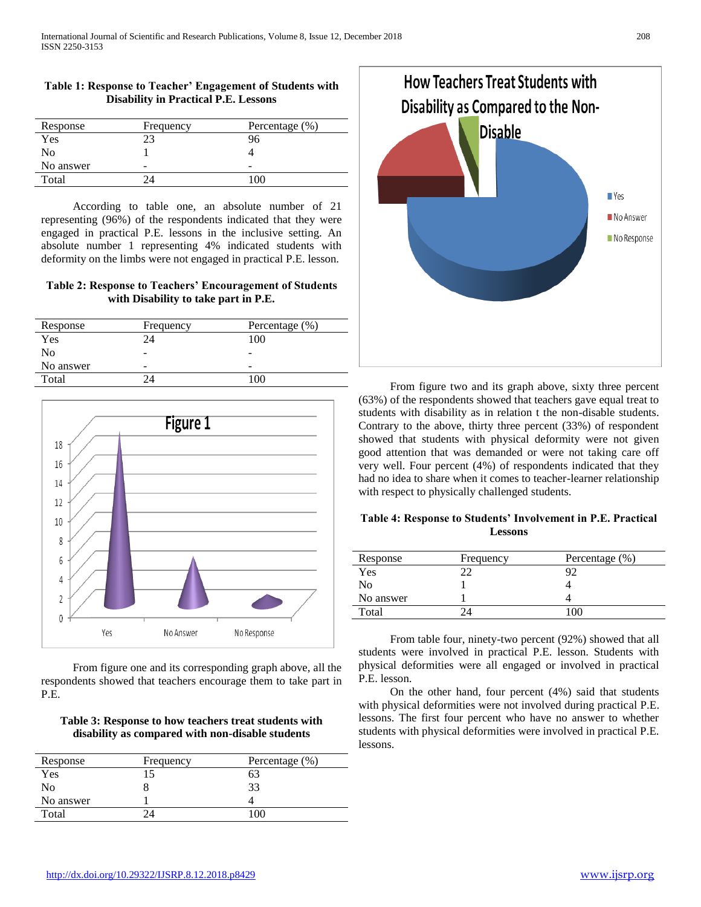**Table 1: Response to Teacher' Engagement of Students with Disability in Practical P.E. Lessons**

| Response | Frequency | Percentage (%) |
|---|---|---|
| Yes | 23 | 96 |
| No | 1 | 4 |
| No answer | - | - |
| Total | 24 | 100 |

According to table one, an absolute number of 21 representing (96%) of the respondents indicated that they were engaged in practical P.E. lessons in the inclusive setting. An absolute number 1 representing 4% indicated students with deformity on the limbs were not engaged in practical P.E. lesson.

**Table 2: Response to Teachers' Encouragement of Students with Disability to take part in P.E.**

| Response | Frequency | Percentage (%) |
|---|---|---|
| Yes | 24 | 100 |
| No | - | - |
| No answer | - | - |
| Total | 24 | 100 |

From figure one and its corresponding graph above, all the respondents showed that teachers encourage them to take part in P.E.

**Table 3: Response to how teachers treat students with disability as compared with non-disable students**

| Response | Frequency | Percentage (%) |
|---|---|---|
| Yes | 15 | 63 |
| No | 8 | 33 |
| No answer | 1 | 4 |
| Total | 24 | 100 |

From figure two and its graph above, sixty three percent (63%) of the respondents showed that teachers gave equal treat to students with disability as in relation t the non-disable students. Contrary to the above, thirty three percent (33%) of respondent showed that students with physical deformity were not given good attention that was demanded or were not taking care off very well. Four percent (4%) of respondents indicated that they had no idea to share when it comes to teacher-learner relationship with respect to physically challenged students.

**Table 4: Response to Students' Involvement in P.E. Practical Lessons**

| Response | Frequency | Percentage (%) |
|---|---|---|
| Yes | 22 | 92 |
| No | 1 | 4 |
| No answer | 1 | 4 |
| Total | 24 | 100 |

From table four, ninety-two percent (92%) showed that all students were involved in practical P.E. lesson. Students with physical deformities were all engaged or involved in practical P.E. lesson.

On the other hand, four percent (4%) said that students with physical deformities were not involved during practical P.E. lessons. The first four percent who have no answer to whether students with physical deformities were involved in practical P.E. lessons.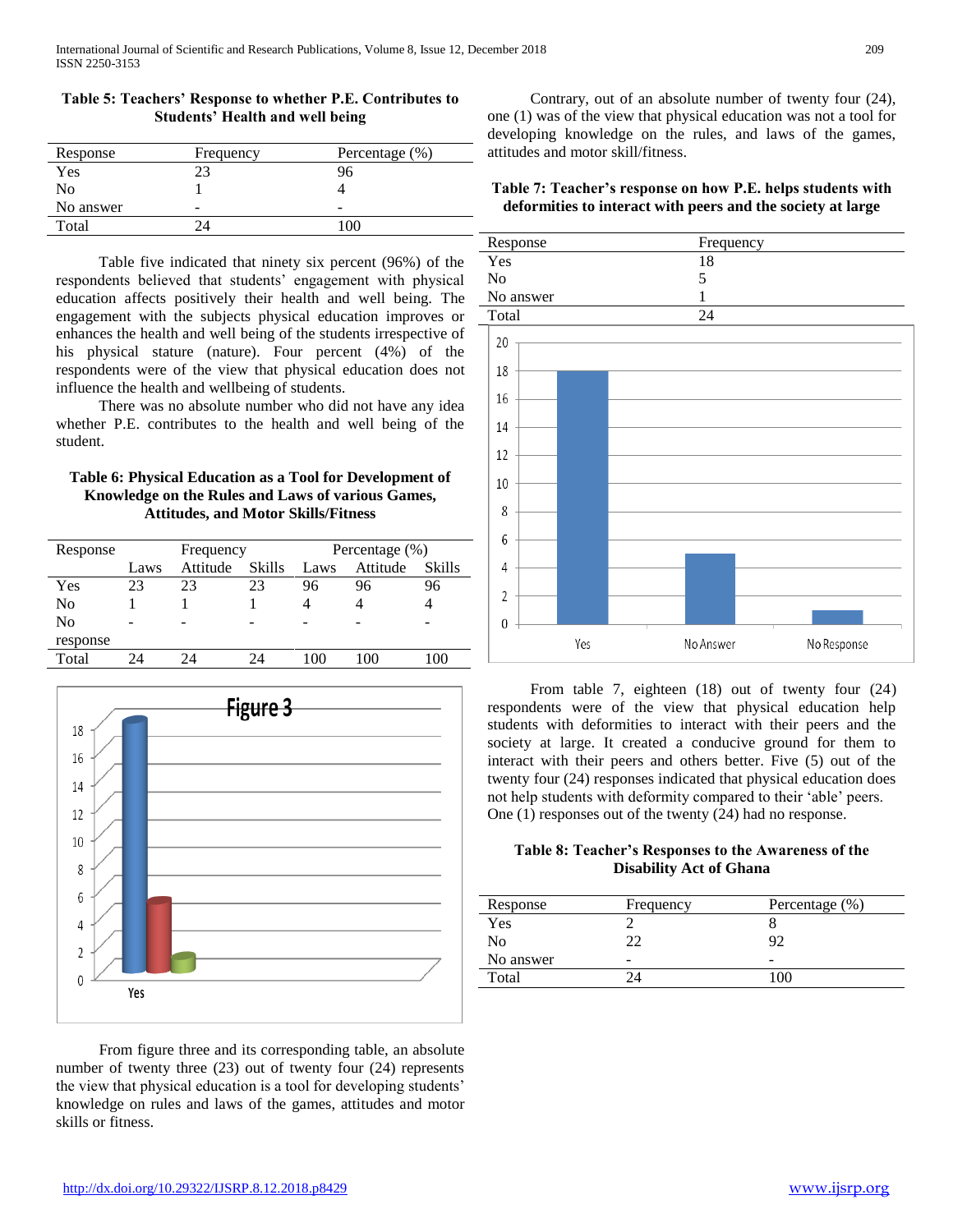**Table 5: Teachers' Response to whether P.E. Contributes to Students' Health and well being**

| Response | Frequency | Percentage (%) |
|---|---|---|
| Yes | 23 | 96 |
| No | 1 | 4 |
| No answer | - | - |
| Total | 24 | 100 |

Table five indicated that ninety six percent (96%) of the respondents believed that students' engagement with physical education affects positively their health and well being. The engagement with the subjects physical education improves or enhances the health and well being of the students irrespective of his physical stature (nature). Four percent (4%) of the respondents were of the view that physical education does not influence the health and wellbeing of students.

There was no absolute number who did not have any idea whether P.E. contributes to the health and well being of the student.

**Table 6: Physical Education as a Tool for Development of Knowledge on the Rules and Laws of various Games, Attitudes, and Motor Skills/Fitness**

| Response | Frequency | | | Percentage (%) | | |
|---|---|---|---|---|---|---|
| | Laws | Attitude | Skills | Laws | Attitude | Skills |
| Yes | 23 | 23 | 23 | 96 | 96 | 96 |
| No | 1 | 1 | 1 | 4 | 4 | 4 |
| No response | - | - | - | - | - | - |
| Total | 24 | 24 | 24 | 100 | 100 | 100 |

From figure three and its corresponding table, an absolute number of twenty three (23) out of twenty four (24) represents the view that physical education is a tool for developing students' knowledge on rules and laws of the games, attitudes and motor skills or fitness.

Contrary, out of an absolute number of twenty four (24), one (1) was of the view that physical education was not a tool for developing knowledge on the rules, and laws of the games, attitudes and motor skill/fitness.

**Table 7: Teacher's response on how P.E. helps students with deformities to interact with peers and the society at large**

| Response | Frequency |
|---|---|
| Yes | 18 |
| No | 5 |
| No answer | 1 |
| Total | 24 |

From table 7, eighteen (18) out of twenty four (24) respondents were of the view that physical education help students with deformities to interact with their peers and the society at large. It created a conducive ground for them to interact with their peers and others better. Five (5) out of the twenty four (24) responses indicated that physical education does not help students with deformity compared to their 'able' peers. One (1) responses out of the twenty (24) had no response.

**Table 8: Teacher's Responses to the Awareness of the Disability Act of Ghana**

| Response | Frequency | Percentage (%) |
|---|---|---|
| Yes | 2 | 8 |
| No | 22 | 92 |
| No answer | - | - |
| Total | 24 | 100 |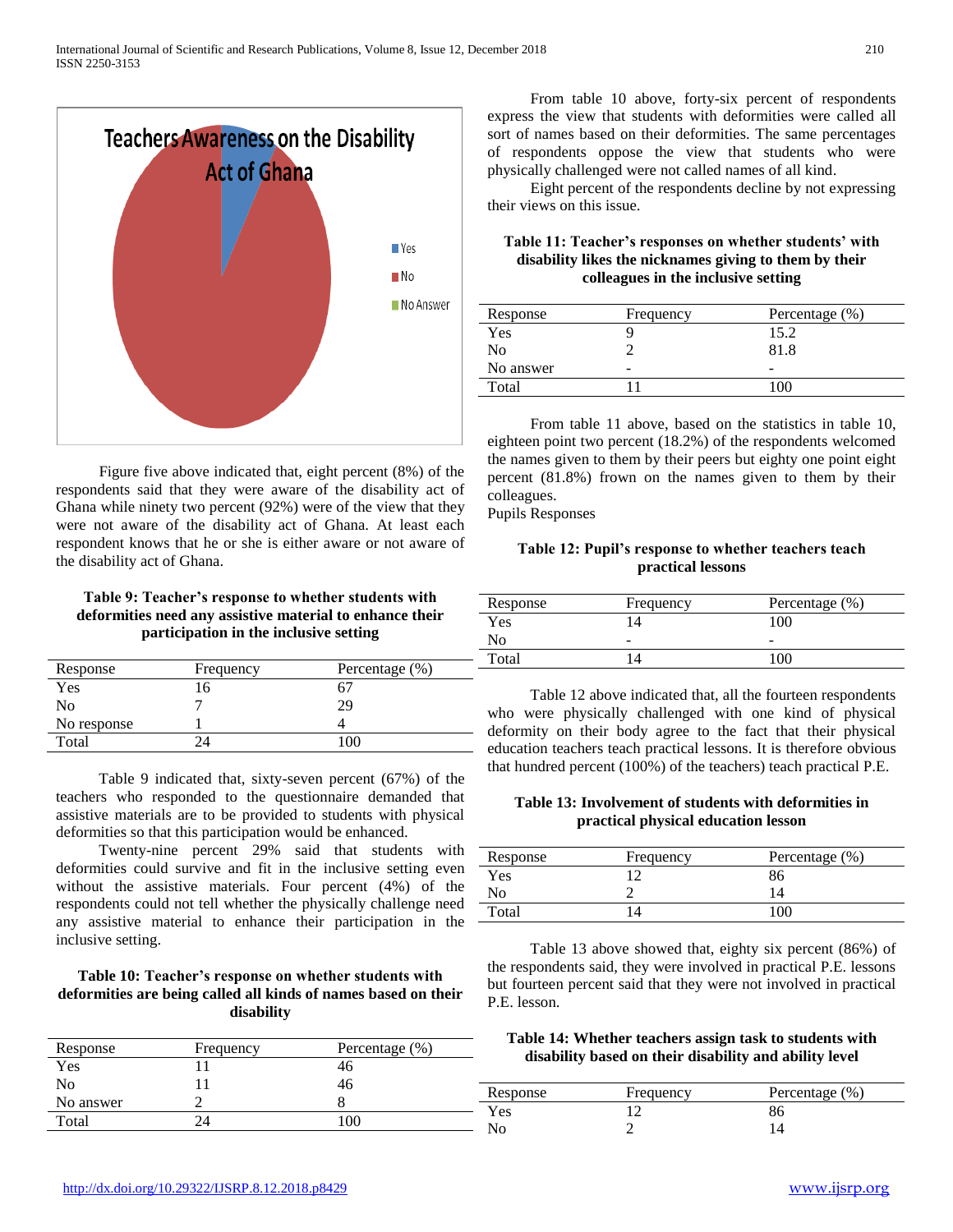Teachers Awareness on the Disability Act of Ghana

Figure five above indicated that, eight percent (8%) of the respondents said that they were aware of the disability act of Ghana while ninety two percent (92%) were of the view that they were not aware of the disability act of Ghana. At least each respondent knows that he or she is either aware or not aware of the disability act of Ghana.

**Table 9: Teacher's response to whether students with deformities need any assistive material to enhance their participation in the inclusive setting**

| Response | Frequency | Percentage (%) |
|---|---|---|
| Yes | 16 | 67 |
| No | 7 | 29 |
| No response | 1 | 4 |
| Total | 24 | 100 |

Table 9 indicated that, sixty-seven percent (67%) of the teachers who responded to the questionnaire demanded that assistive materials are to be provided to students with physical deformities so that this participation would be enhanced.

Twenty-nine percent 29% said that students with deformities could survive and fit in the inclusive setting even without the assistive materials. Four percent (4%) of the respondents could not tell whether the physically challenge need any assistive material to enhance their participation in the inclusive setting.

**Table 10: Teacher's response on whether students with deformities are being called all kinds of names based on their disability**

| Response | Frequency | Percentage (%) |
|---|---|---|
| Yes | 11 | 46 |
| No | 11 | 46 |
| No answer | 2 | 8 |
| Total | 24 | 100 |

From table 10 above, forty-six percent of respondents express the view that students with deformities were called all sort of names based on their deformities. The same percentages of respondents oppose the view that students who were physically challenged were not called names of all kind.

Eight percent of the respondents decline by not expressing their views on this issue.

**Table 11: Teacher's responses on whether students' with disability likes the nicknames giving to them by their colleagues in the inclusive setting**

| Response | Frequency | Percentage (%) |
|---|---|---|
| Yes | 9 | 15.2 |
| No | 2 | 81.8 |
| No answer | - | - |
| Total | 11 | 100 |

From table 11 above, based on the statistics in table 10, eighteen point two percent (18.2%) of the respondents welcomed the names given to them by their peers but eighty one point eight percent (81.8%) frown on the names given to them by their colleagues.

Pupils Responses

**Table 12: Pupil's response to whether teachers teach practical lessons**

| Response | Frequency | Percentage (%) |
|---|---|---|
| Yes | 14 | 100 |
| No | - | - |
| Total | 14 | 100 |

Table 12 above indicated that, all the fourteen respondents who were physically challenged with one kind of physical deformity on their body agree to the fact that their physical education teachers teach practical lessons. It is therefore obvious that hundred percent (100%) of the teachers) teach practical P.E.

**Table 13: Involvement of students with deformities in practical physical education lesson**

| Response | Frequency | Percentage (%) |
|---|---|---|
| Yes | 12 | 86 |
| No | 2 | 14 |
| Total | 14 | 100 |

Table 13 above showed that, eighty six percent (86%) of the respondents said, they were involved in practical P.E. lessons but fourteen percent said that they were not involved in practical P.E. lesson.

**Table 14: Whether teachers assign task to students with disability based on their disability and ability level**

| Response | Frequency | Percentage (%) |
|---|---|---|
| Yes | 12 | 86 |
| No | 2 | 14 |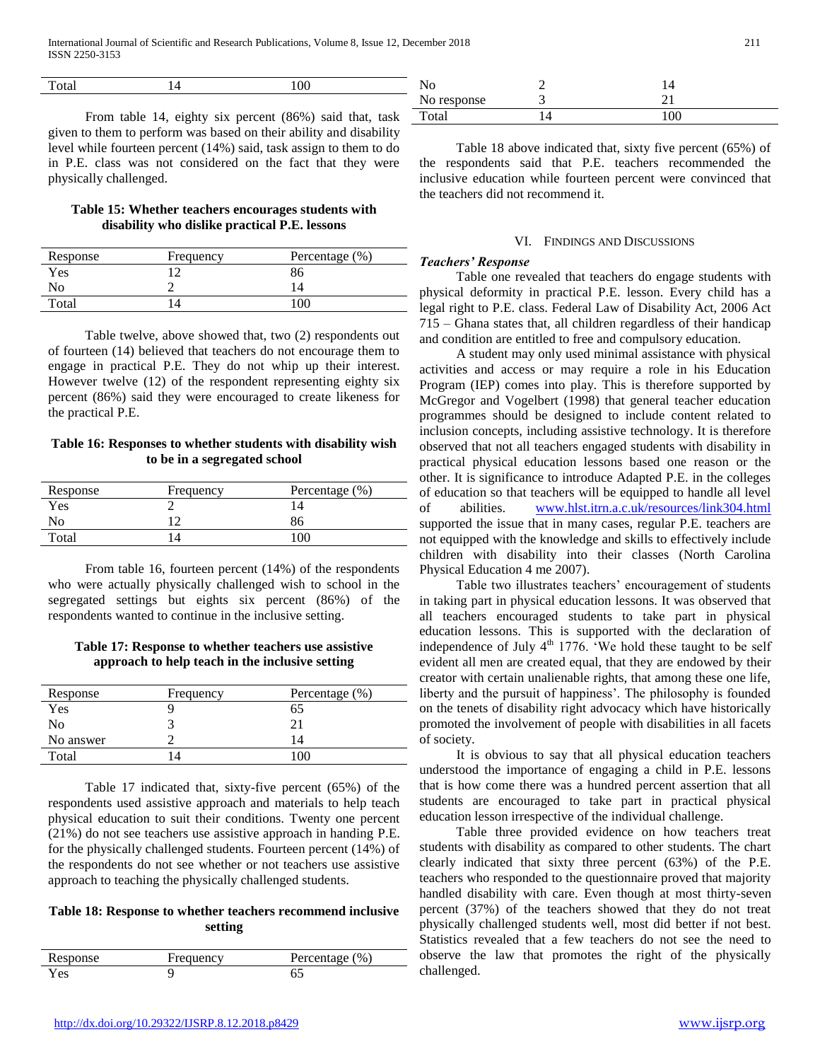| Total | 14 | 100 |
|---|---|---|

From table 14, eighty six percent (86%) said that, task given to them to perform was based on their ability and disability level while fourteen percent (14%) said, task assign to them to do in P.E. class was not considered on the fact that they were physically challenged.

**Table 15: Whether teachers encourages students with disability who dislike practical P.E. lessons**

| Response | Frequency | Percentage (%) |
|---|---|---|
| Yes | 12 | 86 |
| No | 2 | 14 |
| Total | 14 | 100 |

Table twelve, above showed that, two (2) respondents out of fourteen (14) believed that teachers do not encourage them to engage in practical P.E. They do not whip up their interest. However twelve (12) of the respondent representing eighty six percent (86%) said they were encouraged to create likeness for the practical P.E.

**Table 16: Responses to whether students with disability wish to be in a segregated school**

| Response | Frequency | Percentage (%) |
|---|---|---|
| Yes | 2 | 14 |
| No | 12 | 86 |
| Total | 14 | 100 |

From table 16, fourteen percent (14%) of the respondents who were actually physically challenged wish to school in the segregated settings but eights six percent (86%) of the respondents wanted to continue in the inclusive setting.

**Table 17: Response to whether teachers use assistive approach to help teach in the inclusive setting**

| Response | Frequency | Percentage (%) |
|---|---|---|
| Yes | 9 | 65 |
| No | 3 | 21 |
| No answer | 2 | 14 |
| Total | 14 | 100 |

Table 17 indicated that, sixty-five percent (65%) of the respondents used assistive approach and materials to help teach physical education to suit their conditions. Twenty one percent (21%) do not see teachers use assistive approach in handing P.E. for the physically challenged students. Fourteen percent (14%) of the respondents do not see whether or not teachers use assistive approach to teaching the physically challenged students.

**Table 18: Response to whether teachers recommend inclusive setting**

| Response | Frequency | Percentage (%) |
|---|---|---|
| Yes | 9 | 65 |
| No | 2 | 14 |
| No response | 3 | 21 |
| Total | 14 | 100 |

Table 18 above indicated that, sixty five percent (65%) of the respondents said that P.E. teachers recommended the inclusive education while fourteen percent were convinced that the teachers did not recommend it.

## VI. Findings and Discussions

***Teachers' Response***

Table one revealed that teachers do engage students with physical deformity in practical P.E. lesson. Every child has a legal right to P.E. class. Federal Law of Disability Act, 2006 Act 715 – Ghana states that, all children regardless of their handicap and condition are entitled to free and compulsory education.

A student may only used minimal assistance with physical activities and access or may require a role in his Education Program (IEP) comes into play. This is therefore supported by McGregor and Vogelbert (1998) that general teacher education programmes should be designed to include content related to inclusion concepts, including assistive technology. It is therefore observed that not all teachers engaged students with disability in practical physical education lessons based one reason or the other. It is significance to introduce Adapted P.E. in the colleges of education so that teachers will be equipped to handle all level of abilities. www.hlst.itrn.a.c.uk/resources/link304.html supported the issue that in many cases, regular P.E. teachers are not equipped with the knowledge and skills to effectively include children with disability into their classes (North Carolina Physical Education 4 me 2007).

Table two illustrates teachers' encouragement of students in taking part in physical education lessons. It was observed that all teachers encouraged students to take part in physical education lessons. This is supported with the declaration of independence of July 4th 1776. 'We hold these taught to be self evident all men are created equal, that they are endowed by their creator with certain unalienable rights, that among these one life, liberty and the pursuit of happiness'. The philosophy is founded on the tenets of disability right advocacy which have historically promoted the involvement of people with disabilities in all facets of society.

It is obvious to say that all physical education teachers understood the importance of engaging a child in P.E. lessons that is how come there was a hundred percent assertion that all students are encouraged to take part in practical physical education lesson irrespective of the individual challenge.

Table three provided evidence on how teachers treat students with disability as compared to other students. The chart clearly indicated that sixty three percent (63%) of the P.E. teachers who responded to the questionnaire proved that majority handled disability with care. Even though at most thirty-seven percent (37%) of the teachers showed that they do not treat physically challenged students well, most did better if not best. Statistics revealed that a few teachers do not see the need to observe the law that promotes the right of the physically challenged.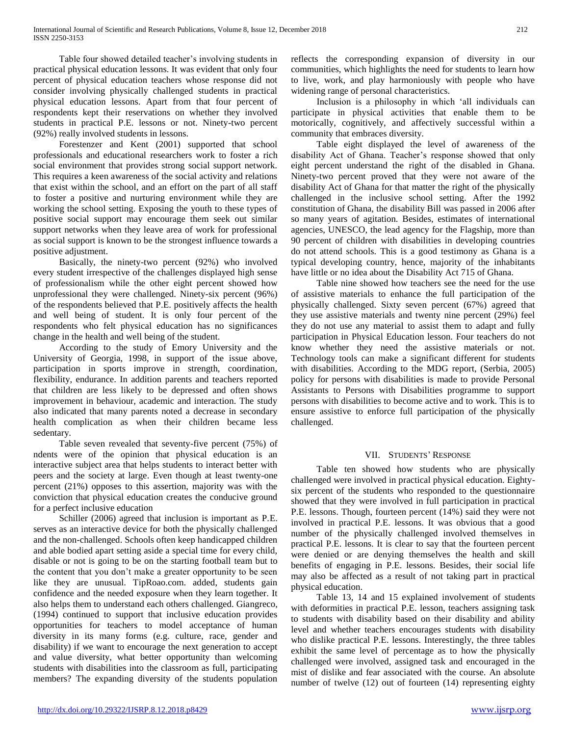Table four showed detailed teacher's involving students in practical physical education lessons. It was evident that only four percent of physical education teachers whose response did not consider involving physically challenged students in practical physical education lessons. Apart from that four percent of respondents kept their reservations on whether they involved students in practical P.E. lessons or not. Ninety-two percent (92%) really involved students in lessons.

Forestenzer and Kent (2001) supported that school professionals and educational researchers work to foster a rich social environment that provides strong social support network. This requires a keen awareness of the social activity and relations that exist within the school, and an effort on the part of all staff to foster a positive and nurturing environment while they are working the school setting. Exposing the youth to these types of positive social support may encourage them seek out similar support networks when they leave area of work for professional as social support is known to be the strongest influence towards a positive adjustment.

Basically, the ninety-two percent (92%) who involved every student irrespective of the challenges displayed high sense of professionalism while the other eight percent showed how unprofessional they were challenged. Ninety-six percent (96%) of the respondents believed that P.E. positively affects the health and well being of student. It is only four percent of the respondents who felt physical education has no significances change in the health and well being of the student.

According to the study of Emory University and the University of Georgia, 1998, in support of the issue above, participation in sports improve in strength, coordination, flexibility, endurance. In addition parents and teachers reported that children are less likely to be depressed and often shows improvement in behaviour, academic and interaction. The study also indicated that many parents noted a decrease in secondary health complication as when their children became less sedentary.

Table seven revealed that seventy-five percent (75%) of ndents were of the opinion that physical education is an interactive subject area that helps students to interact better with peers and the society at large. Even though at least twenty-one percent (21%) opposes to this assertion, majority was with the conviction that physical education creates the conducive ground for a perfect inclusive education

Schiller (2006) agreed that inclusion is important as P.E. serves as an interactive device for both the physically challenged and the non-challenged. Schools often keep handicapped children and able bodied apart setting aside a special time for every child, disable or not is going to be on the starting football team but to the content that you don't make a greater opportunity to be seen like they are unusual. TipRoao.com. added, students gain confidence and the needed exposure when they learn together. It also helps them to understand each others challenged. Giangreco, (1994) continued to support that inclusive education provides opportunities for teachers to model acceptance of human diversity in its many forms (e.g. culture, race, gender and disability) if we want to encourage the next generation to accept and value diversity, what better opportunity than welcoming students with disabilities into the classroom as full, participating members? The expanding diversity of the students population reflects the corresponding expansion of diversity in our communities, which highlights the need for students to learn how to live, work, and play harmoniously with people who have widening range of personal characteristics.

Inclusion is a philosophy in which 'all individuals can participate in physical activities that enable them to be motorically, cognitively, and affectively successful within a community that embraces diversity.

Table eight displayed the level of awareness of the disability Act of Ghana. Teacher's response showed that only eight percent understand the right of the disabled in Ghana. Ninety-two percent proved that they were not aware of the disability Act of Ghana for that matter the right of the physically challenged in the inclusive school setting. After the 1992 constitution of Ghana, the disability Bill was passed in 2006 after so many years of agitation. Besides, estimates of international agencies, UNESCO, the lead agency for the Flagship, more than 90 percent of children with disabilities in developing countries do not attend schools. This is a good testimony as Ghana is a typical developing country, hence, majority of the inhabitants have little or no idea about the Disability Act 715 of Ghana.

Table nine showed how teachers see the need for the use of assistive materials to enhance the full participation of the physically challenged. Sixty seven percent (67%) agreed that they use assistive materials and twenty nine percent (29%) feel they do not use any material to assist them to adapt and fully participation in Physical Education lesson. Four teachers do not know whether they need the assistive materials or not. Technology tools can make a significant different for students with disabilities. According to the MDG report, (Serbia, 2005) policy for persons with disabilities is made to provide Personal Assistants to Persons with Disabilities programme to support persons with disabilities to become active and to work. This is to ensure assistive to enforce full participation of the physically challenged.

## VII. Students' Response

Table ten showed how students who are physically challenged were involved in practical physical education. Eighty-six percent of the students who responded to the questionnaire showed that they were involved in full participation in practical P.E. lessons. Though, fourteen percent (14%) said they were not involved in practical P.E. lessons. It was obvious that a good number of the physically challenged involved themselves in practical P.E. lessons. It is clear to say that the fourteen percent were denied or are denying themselves the health and skill benefits of engaging in P.E. lessons. Besides, their social life may also be affected as a result of not taking part in practical physical education.

Table 13, 14 and 15 explained involvement of students with deformities in practical P.E. lesson, teachers assigning task to students with disability based on their disability and ability level and whether teachers encourages students with disability who dislike practical P.E. lessons. Interestingly, the three tables exhibit the same level of percentage as to how the physically challenged were involved, assigned task and encouraged in the mist of dislike and fear associated with the course. An absolute number of twelve (12) out of fourteen (14) representing eighty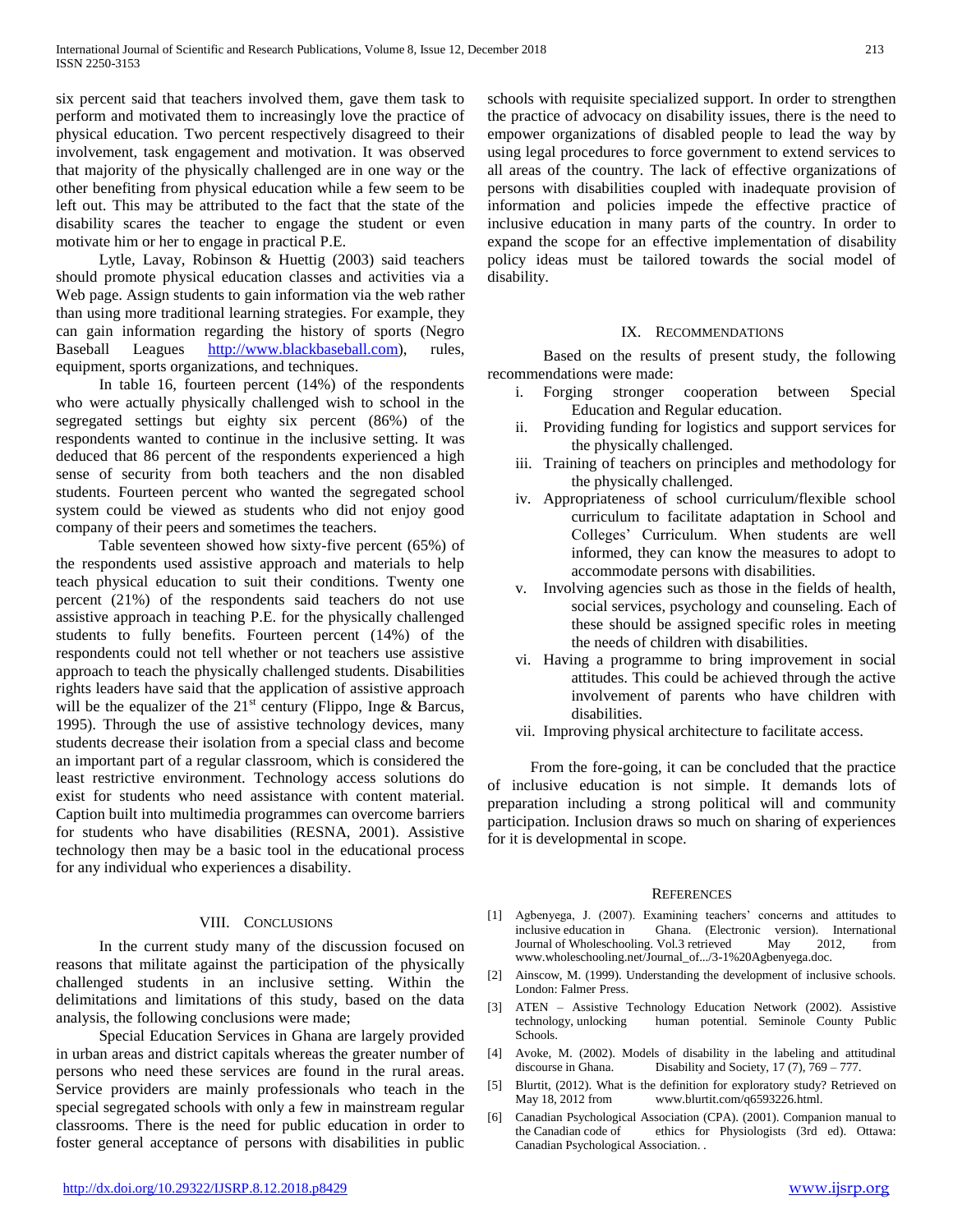six percent said that teachers involved them, gave them task to perform and motivated them to increasingly love the practice of physical education. Two percent respectively disagreed to their involvement, task engagement and motivation. It was observed that majority of the physically challenged are in one way or the other benefiting from physical education while a few seem to be left out. This may be attributed to the fact that the state of the disability scares the teacher to engage the student or even motivate him or her to engage in practical P.E.

Lytle, Lavay, Robinson & Huettig (2003) said teachers should promote physical education classes and activities via a Web page. Assign students to gain information via the web rather than using more traditional learning strategies. For example, they can gain information regarding the history of sports (Negro Baseball Leagues http://www.blackbaseball.com), rules, equipment, sports organizations, and techniques.

In table 16, fourteen percent (14%) of the respondents who were actually physically challenged wish to school in the segregated settings but eighty six percent (86%) of the respondents wanted to continue in the inclusive setting. It was deduced that 86 percent of the respondents experienced a high sense of security from both teachers and the non disabled students. Fourteen percent who wanted the segregated school system could be viewed as students who did not enjoy good company of their peers and sometimes the teachers.

Table seventeen showed how sixty-five percent (65%) of the respondents used assistive approach and materials to help teach physical education to suit their conditions. Twenty one percent (21%) of the respondents said teachers do not use assistive approach in teaching P.E. for the physically challenged students to fully benefits. Fourteen percent (14%) of the respondents could not tell whether or not teachers use assistive approach to teach the physically challenged students. Disabilities rights leaders have said that the application of assistive approach will be the equalizer of the 21st century (Flippo, Inge & Barcus, 1995). Through the use of assistive technology devices, many students decrease their isolation from a special class and become an important part of a regular classroom, which is considered the least restrictive environment. Technology access solutions do exist for students who need assistance with content material. Caption built into multimedia programmes can overcome barriers for students who have disabilities (RESNA, 2001). Assistive technology then may be a basic tool in the educational process for any individual who experiences a disability.

## VIII. Conclusions

In the current study many of the discussion focused on reasons that militate against the participation of the physically challenged students in an inclusive setting. Within the delimitations and limitations of this study, based on the data analysis, the following conclusions were made;

Special Education Services in Ghana are largely provided in urban areas and district capitals whereas the greater number of persons who need these services are found in the rural areas. Service providers are mainly professionals who teach in the special segregated schools with only a few in mainstream regular classrooms. There is the need for public education in order to foster general acceptance of persons with disabilities in public schools with requisite specialized support. In order to strengthen the practice of advocacy on disability issues, there is the need to empower organizations of disabled people to lead the way by using legal procedures to force government to extend services to all areas of the country. The lack of effective organizations of persons with disabilities coupled with inadequate provision of information and policies impede the effective practice of inclusive education in many parts of the country. In order to expand the scope for an effective implementation of disability policy ideas must be tailored towards the social model of disability.

## IX. Recommendations

Based on the results of present study, the following recommendations were made:

i. Forging stronger cooperation between Special Education and Regular education.
ii. Providing funding for logistics and support services for the physically challenged.
iii. Training of teachers on principles and methodology for the physically challenged.
iv. Appropriateness of school curriculum/flexible school curriculum to facilitate adaptation in School and Colleges' Curriculum. When students are well informed, they can know the measures to adopt to accommodate persons with disabilities.
v. Involving agencies such as those in the fields of health, social services, psychology and counseling. Each of these should be assigned specific roles in meeting the needs of children with disabilities.
vi. Having a programme to bring improvement in social attitudes. This could be achieved through the active involvement of parents who have children with disabilities.
vii. Improving physical architecture to facilitate access.

From the fore-going, it can be concluded that the practice of inclusive education is not simple. It demands lots of preparation including a strong political will and community participation. Inclusion draws so much on sharing of experiences for it is developmental in scope.

## References

[1] Agbenyega, J. (2007). Examining teachers' concerns and attitudes to inclusive education in Ghana. (Electronic version). International Journal of Wholeschooling. Vol.3 retrieved May 2012, from www.wholeschooling.net/Journal_of.../3-1%20Agbenyega.doc.

[2] Ainscow, M. (1999). Understanding the development of inclusive schools. London: Falmer Press.

[3] ATEN – Assistive Technology Education Network (2002). Assistive technology, unlocking human potential. Seminole County Public Schools.

[4] Avoke, M. (2002). Models of disability in the labeling and attitudinal discourse in Ghana. Disability and Society, 17 (7), 769 – 777.

[5] Blurtit, (2012). What is the definition for exploratory study? Retrieved on May 18, 2012 from www.blurtit.com/q6593226.html.

[6] Canadian Psychological Association (CPA). (2001). Companion manual to the Canadian code of ethics for Physiologists (3rd ed). Ottawa: Canadian Psychological Association. .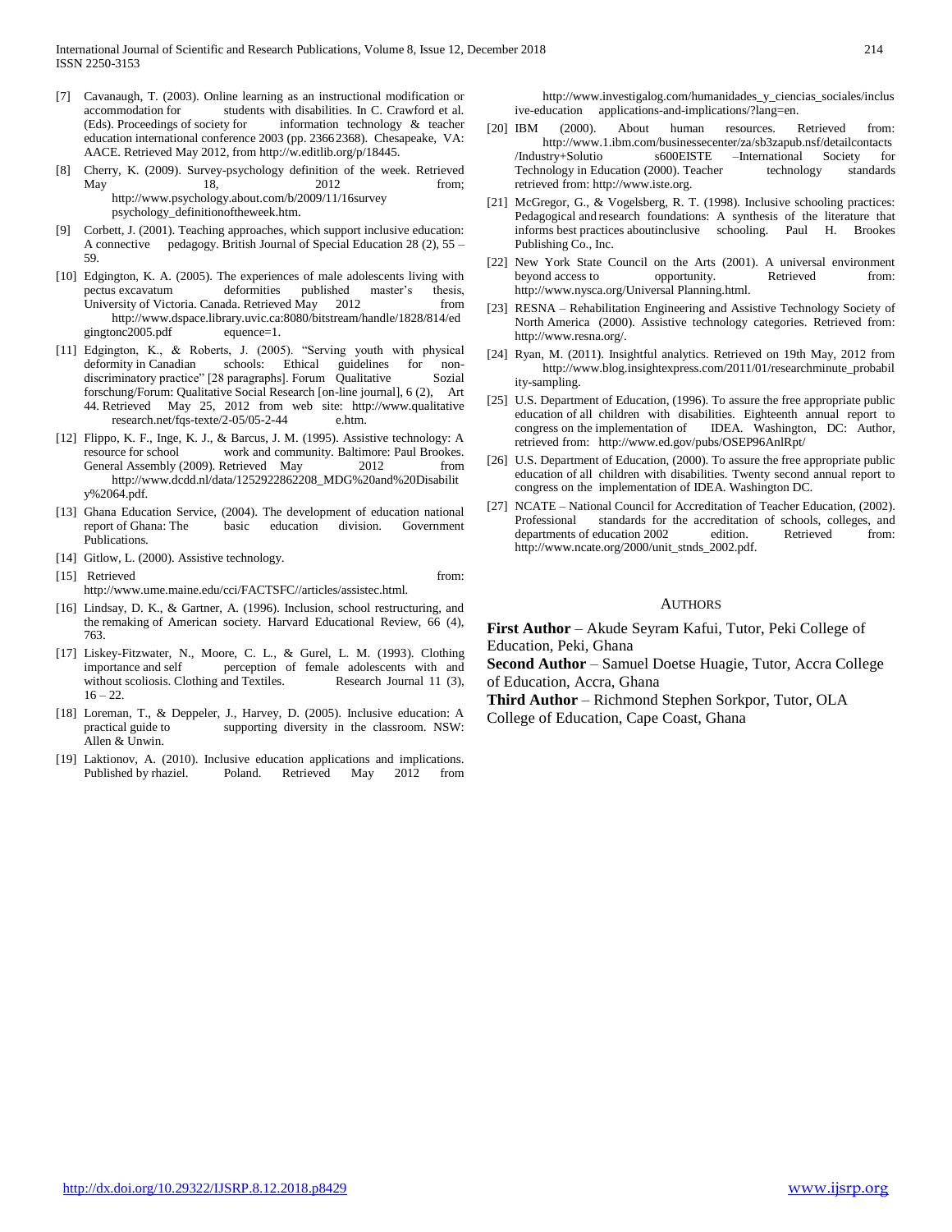[7] Cavanaugh, T. (2003). Online learning as an instructional modification or accommodation for students with disabilities. In C. Crawford et al. (Eds). Proceedings of society for information technology & teacher education international conference 2003 (pp. 2366 2368). Chesapeake, VA: AACE. Retrieved May 2012, from http://w.editlib.org/p/18445.

[8] Cherry, K. (2009). Survey-psychology definition of the week. Retrieved May 18, 2012 from; http://www.psychology.about.com/b/2009/11/16survey psychology_definitionoftheweek.htm.

[9] Corbett, J. (2001). Teaching approaches, which support inclusive education: A connective pedagogy. British Journal of Special Education 28 (2), 55 – 59.

[10] Edgington, K. A. (2005). The experiences of male adolescents living with pectus excavatum deformities published master's thesis, University of Victoria. Canada. Retrieved May 2012 from http://www.dspace.library.uvic.ca:8080/bitstream/handle/1828/814/ed gingtonc2005.pdf equence=1.

[11] Edgington, K., & Roberts, J. (2005). "Serving youth with physical deformity in Canadian schools: Ethical guidelines for non-discriminatory practice" [28 paragraphs]. Forum Qualitative Sozial forschung/Forum: Qualitative Social Research [on-line journal], 6 (2), Art 44. Retrieved May 25, 2012 from web site: http://www.qualitative research.net/fqs-texte/2-05/05-2-44 e.htm.

[12] Flippo, K. F., Inge, K. J., & Barcus, J. M. (1995). Assistive technology: A resource for school work and community. Baltimore: Paul Brookes. General Assembly (2009). Retrieved May 2012 from http://www.dcdd.nl/data/1252922862208_MDG%20and%20Disabilit y%2064.pdf.

[13] Ghana Education Service, (2004). The development of education national report of Ghana: The basic education division. Government Publications.

[14] Gitlow, L. (2000). Assistive technology.

[15] Retrieved from: http://www.ume.maine.edu/cci/FACTSFC//articles/assistec.html.

[16] Lindsay, D. K., & Gartner, A. (1996). Inclusion, school restructuring, and the remaking of American society. Harvard Educational Review, 66 (4), 763.

[17] Liskey-Fitzwater, N., Moore, C. L., & Gurel, L. M. (1993). Clothing importance and self perception of female adolescents with and without scoliosis. Clothing and Textiles. Research Journal 11 (3), 16 – 22.

[18] Loreman, T., & Deppeler, J., Harvey, D. (2005). Inclusive education: A practical guide to supporting diversity in the classroom. NSW: Allen & Unwin.

[19] Laktionov, A. (2010). Inclusive education applications and implications. Published by rhaziel. Poland. Retrieved May 2012 from http://www.investigalog.com/humanidades_y_ciencias_sociales/inclus ive-education applications-and-implications/?lang=en.

[20] IBM (2000). About human resources. Retrieved from: http://www.1.ibm.com/businessecenter/za/sb3zapub.nsf/detailcontacts /Industry+Solutio s600EISTE –International Society for Technology in Education (2000). Teacher technology standards retrieved from: http://www.iste.org.

[21] McGregor, G., & Vogelsberg, R. T. (1998). Inclusive schooling practices: Pedagogical and research foundations: A synthesis of the literature that informs best practices aboutinclusive schooling. Paul H. Brookes Publishing Co., Inc.

[22] New York State Council on the Arts (2001). A universal environment beyond access to opportunity. Retrieved from: http://www.nysca.org/Universal Planning.html.

[23] RESNA – Rehabilitation Engineering and Assistive Technology Society of North America (2000). Assistive technology categories. Retrieved from: http://www.resna.org/.

[24] Ryan, M. (2011). Insightful analytics. Retrieved on 19th May, 2012 from http://www.blog.insightexpress.com/2011/01/researchminute_probabil ity-sampling.

[25] U.S. Department of Education, (1996). To assure the free appropriate public education of all children with disabilities. Eighteenth annual report to congress on the implementation of IDEA. Washington, DC: Author, retrieved from: http://www.ed.gov/pubs/OSEP96AnlRpt/

[26] U.S. Department of Education, (2000). To assure the free appropriate public education of all children with disabilities. Twenty second annual report to congress on the implementation of IDEA. Washington DC.

[27] NCATE – National Council for Accreditation of Teacher Education, (2002). Professional standards for the accreditation of schools, colleges, and departments of education 2002 edition. Retrieved from: http://www.ncate.org/2000/unit_stnds_2002.pdf.

## AUTHORS

**First Author** – Akude Seyram Kafui, Tutor, Peki College of Education, Peki, Ghana

**Second Author** – Samuel Doetse Huagie, Tutor, Accra College of Education, Accra, Ghana

**Third Author** – Richmond Stephen Sorkpor, Tutor, OLA College of Education, Cape Coast, Ghana